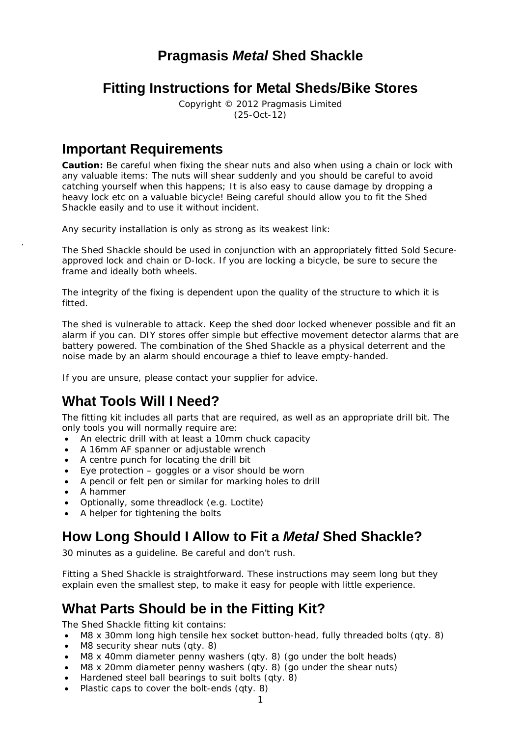# Pragmasis *Metal* Shed Shackle

## Fitting Instructions for Metal Sheds/Bike Stores

Copyright © 2012 Pragmasis Limited
(25-Oct-12)

## Important Requirements

**Caution:** Be careful when fixing the shear nuts and also when using a chain or lock with any valuable items: The nuts will shear suddenly and you should be careful to avoid catching yourself when this happens; It is also easy to cause damage by dropping a heavy lock etc on a valuable bicycle! Being careful should allow you to fit the Shed Shackle easily and to use it without incident.

Any security installation is only as strong as its weakest link:

The Shed Shackle should be used in conjunction with an appropriately fitted Sold Secure-approved lock and chain or D-lock. If you are locking a bicycle, be sure to secure the frame and ideally both wheels.

The integrity of the fixing is dependent upon the quality of the structure to which it is fitted.

The shed is vulnerable to attack. Keep the shed door locked whenever possible and fit an alarm if you can. DIY stores offer simple but effective movement detector alarms that are battery powered. The combination of the Shed Shackle as a physical deterrent and the noise made by an alarm should encourage a thief to leave empty-handed.

If you are unsure, please contact your supplier for advice.

## What Tools Will I Need?

The fitting kit includes all parts that are required, as well as an appropriate drill bit. The only tools you will normally require are:

- An electric drill with at least a 10mm chuck capacity
- A 16mm AF spanner or adjustable wrench
- A centre punch for locating the drill bit
- Eye protection – goggles or a visor should be worn
- A pencil or felt pen or similar for marking holes to drill
- A hammer
- Optionally, some threadlock (e.g. Loctite)
- A helper for tightening the bolts

## How Long Should I Allow to Fit a *Metal* Shed Shackle?

30 minutes as a guideline. Be careful and don't rush.

Fitting a Shed Shackle is straightforward. These instructions may seem long but they explain even the smallest step, to make it easy for people with little experience.

## What Parts Should be in the Fitting Kit?

The Shed Shackle fitting kit contains:

- M8 x 30mm long high tensile hex socket button-head, fully threaded bolts (qty. 8)
- M8 security shear nuts (qty. 8)
- M8 x 40mm diameter penny washers (qty. 8) (go under the bolt heads)
- M8 x 20mm diameter penny washers (qty. 8) (go under the shear nuts)
- Hardened steel ball bearings to suit bolts (qty. 8)
- Plastic caps to cover the bolt-ends (qty. 8)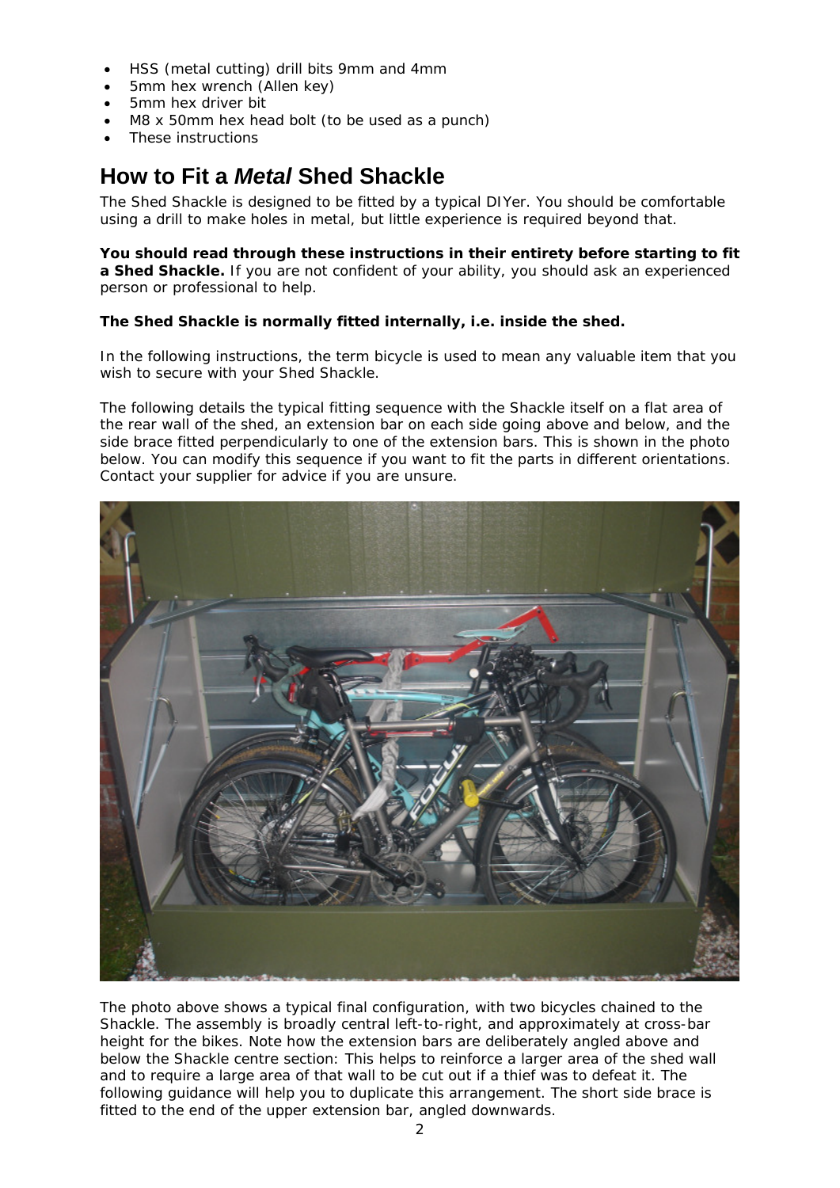- HSS (metal cutting) drill bits 9mm and 4mm
- 5mm hex wrench (Allen key)
- 5mm hex driver bit
- M8 x 50mm hex head bolt (to be used as a punch)
- These instructions

## How to Fit a *Metal* Shed Shackle

The Shed Shackle is designed to be fitted by a typical DIYer. You should be comfortable using a drill to make holes in metal, but little experience is required beyond that.

**You should read through these instructions in their entirety before starting to fit a Shed Shackle.** If you are not confident of your ability, you should ask an experienced person or professional to help.

**The Shed Shackle is normally fitted internally, i.e. inside the shed.**

In the following instructions, the term bicycle is used to mean any valuable item that you wish to secure with your Shed Shackle.

The following details the typical fitting sequence with the Shackle itself on a flat area of the rear wall of the shed, an extension bar on each side going above and below, and the side brace fitted perpendicularly to one of the extension bars. This is shown in the photo below. You can modify this sequence if you want to fit the parts in different orientations. Contact your supplier for advice if you are unsure.

The photo above shows a typical final configuration, with two bicycles chained to the Shackle. The assembly is broadly central left-to-right, and approximately at cross-bar height for the bikes. Note how the extension bars are deliberately angled above and below the Shackle centre section: This helps to reinforce a larger area of the shed wall and to require a large area of that wall to be cut out if a thief was to defeat it. The following guidance will help you to duplicate this arrangement. The short side brace is fitted to the end of the upper extension bar, angled downwards.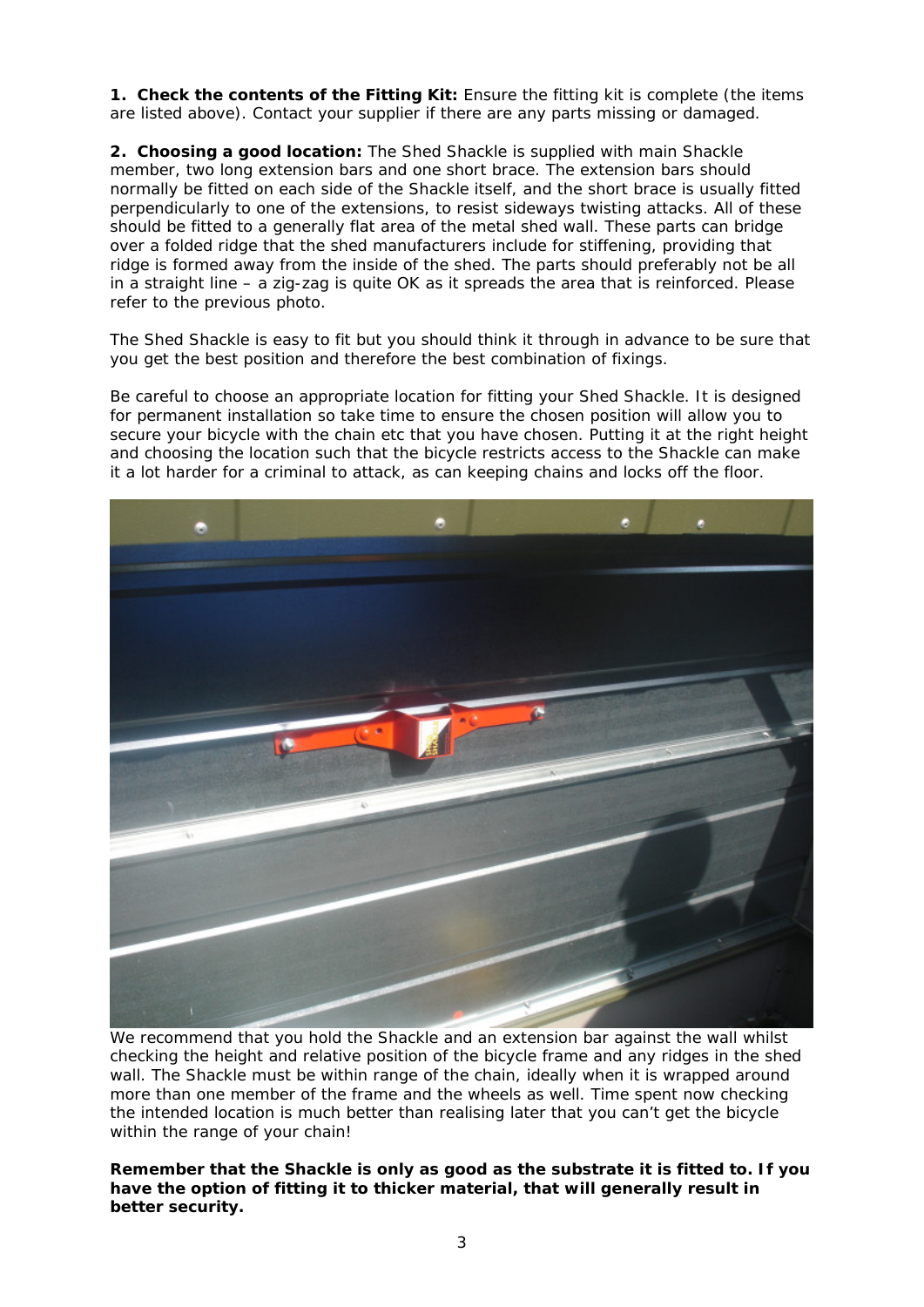**1. Check the contents of the Fitting Kit:** Ensure the fitting kit is complete (the items are listed above). Contact your supplier if there are any parts missing or damaged.

**2. Choosing a good location:** The Shed Shackle is supplied with main Shackle member, two long extension bars and one short brace. The extension bars should normally be fitted on each side of the Shackle itself, and the short brace is usually fitted perpendicularly to one of the extensions, to resist sideways twisting attacks. All of these should be fitted to a generally flat area of the metal shed wall. These parts can bridge over a folded ridge that the shed manufacturers include for stiffening, providing that ridge is formed away from the inside of the shed. The parts should preferably not be all in a straight line – a zig-zag is quite OK as it spreads the area that is reinforced. Please refer to the previous photo.

The Shed Shackle is easy to fit but you should think it through in advance to be sure that you get the best position and therefore the best combination of fixings.

Be careful to choose an appropriate location for fitting your Shed Shackle. It is designed for permanent installation so take time to ensure the chosen position will allow you to secure your bicycle with the chain etc that you have chosen. Putting it at the right height and choosing the location such that the bicycle restricts access to the Shackle can make it a lot harder for a criminal to attack, as can keeping chains and locks off the floor.

We recommend that you hold the Shackle and an extension bar against the wall whilst checking the height and relative position of the bicycle frame and any ridges in the shed wall. The Shackle must be within range of the chain, ideally when it is wrapped around more than one member of the frame and the wheels as well. Time spent now checking the intended location is much better than realising later that you can't get the bicycle within the range of your chain!

**Remember that the Shackle is only as good as the substrate it is fitted to. If you have the option of fitting it to thicker material, that will generally result in better security.**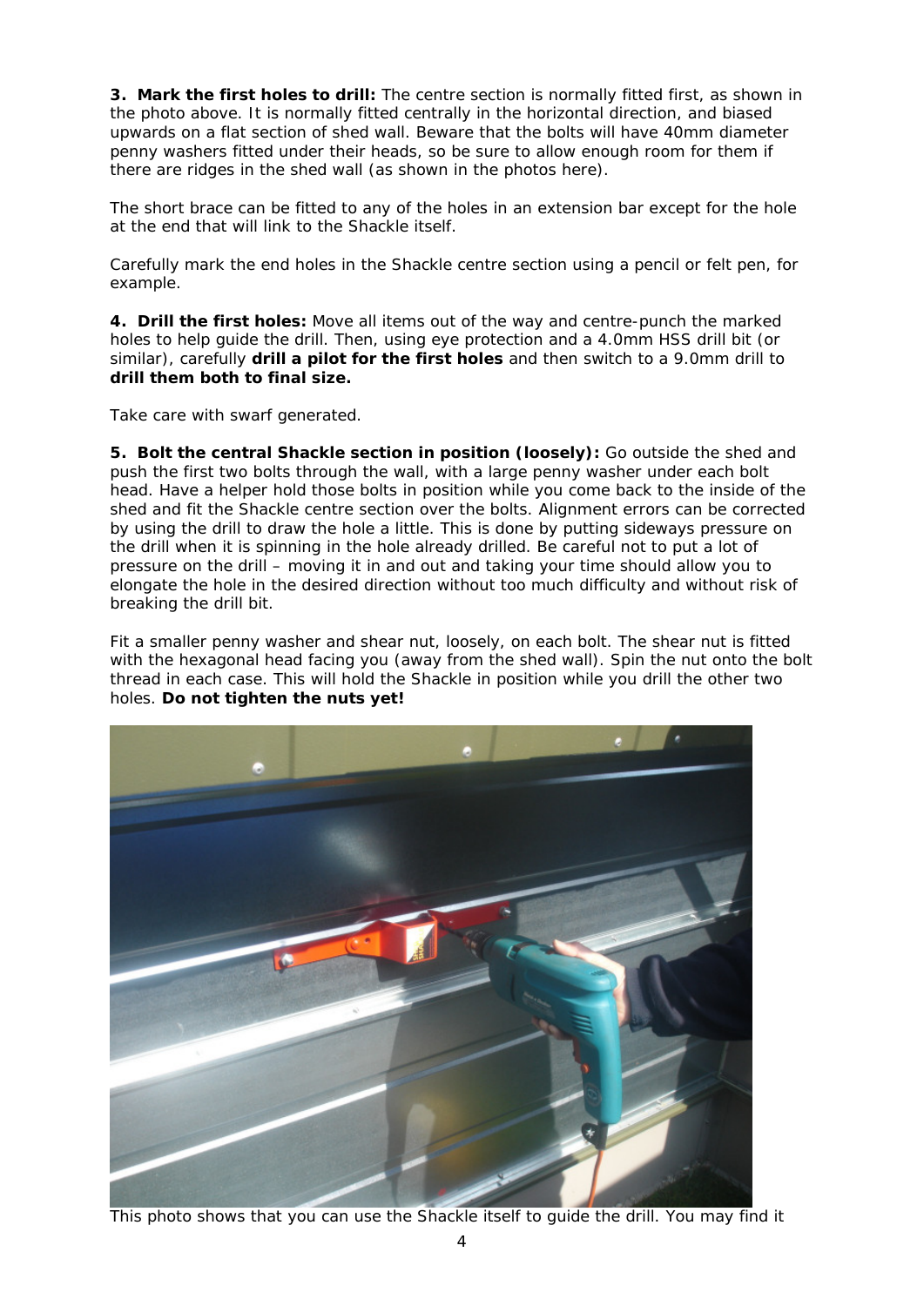**3. Mark the first holes to drill:** The centre section is normally fitted first, as shown in the photo above. It is normally fitted centrally in the horizontal direction, and biased upwards on a flat section of shed wall. Beware that the bolts will have 40mm diameter penny washers fitted under their heads, so be sure to allow enough room for them if there are ridges in the shed wall (as shown in the photos here).

The short brace can be fitted to any of the holes in an extension bar except for the hole at the end that will link to the Shackle itself.

Carefully mark the end holes in the Shackle centre section using a pencil or felt pen, for example.

**4. Drill the first holes:** Move all items out of the way and centre-punch the marked holes to help guide the drill. Then, using eye protection and a 4.0mm HSS drill bit (or similar), carefully **drill a pilot for the first holes** and then switch to a 9.0mm drill to **drill them both to final size.**

Take care with swarf generated.

**5. Bolt the central Shackle section in position (loosely):** Go outside the shed and push the first two bolts through the wall, with a large penny washer under each bolt head. Have a helper hold those bolts in position while you come back to the inside of the shed and fit the Shackle centre section over the bolts. Alignment errors can be corrected by using the drill to draw the hole a little. This is done by putting sideways pressure on the drill when it is spinning in the hole already drilled. Be careful not to put a lot of pressure on the drill – moving it in and out and taking your time should allow you to elongate the hole in the desired direction without too much difficulty and without risk of breaking the drill bit.

Fit a smaller penny washer and shear nut, loosely, on each bolt. The shear nut is fitted with the hexagonal head facing you (away from the shed wall). Spin the nut onto the bolt thread in each case. This will hold the Shackle in position while you drill the other two holes. **Do not tighten the nuts yet!**

This photo shows that you can use the Shackle itself to guide the drill. You may find it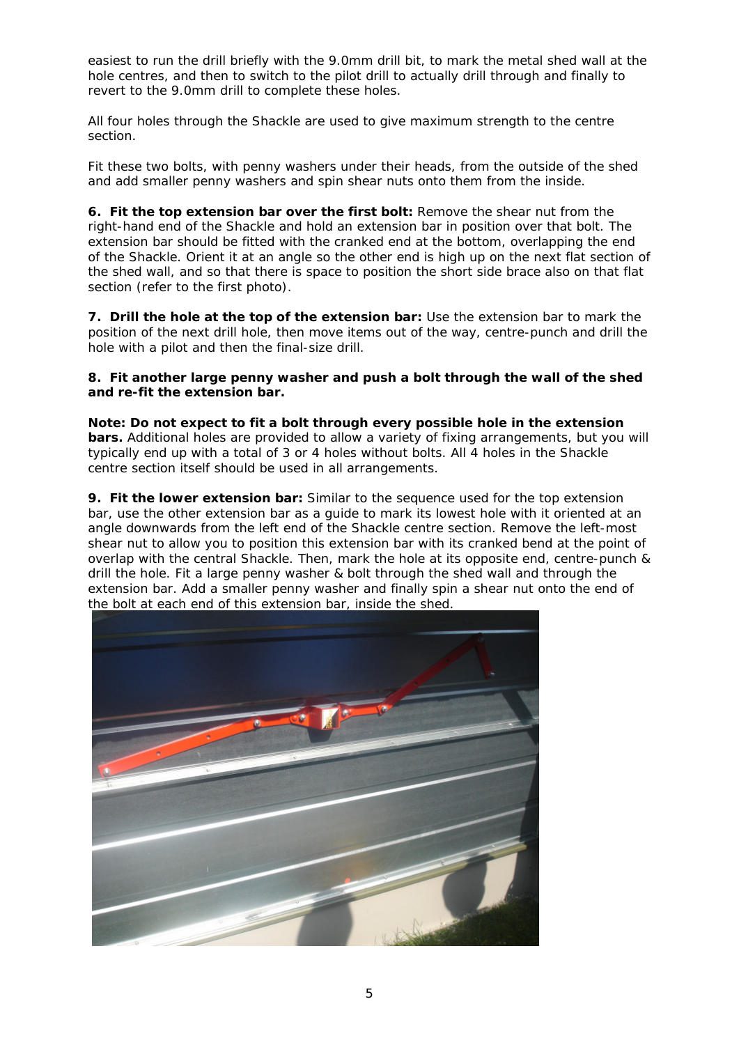easiest to run the drill briefly with the 9.0mm drill bit, to mark the metal shed wall at the hole centres, and then to switch to the pilot drill to actually drill through and finally to revert to the 9.0mm drill to complete these holes.

All four holes through the Shackle are used to give maximum strength to the centre section.

Fit these two bolts, with penny washers under their heads, from the outside of the shed and add smaller penny washers and spin shear nuts onto them from the inside.

**6. Fit the top extension bar over the first bolt:** Remove the shear nut from the right-hand end of the Shackle and hold an extension bar in position over that bolt. The extension bar should be fitted with the cranked end at the bottom, overlapping the end of the Shackle. Orient it at an angle so the other end is high up on the next flat section of the shed wall, and so that there is space to position the short side brace also on that flat section (refer to the first photo).

**7. Drill the hole at the top of the extension bar:** Use the extension bar to mark the position of the next drill hole, then move items out of the way, centre-punch and drill the hole with a pilot and then the final-size drill.

**8. Fit another large penny washer and push a bolt through the wall of the shed and re-fit the extension bar.**

**Note: Do not expect to fit a bolt through every possible hole in the extension bars.** Additional holes are provided to allow a variety of fixing arrangements, but you will typically end up with a total of 3 or 4 holes without bolts. All 4 holes in the Shackle centre section itself should be used in all arrangements.

**9. Fit the lower extension bar:** Similar to the sequence used for the top extension bar, use the other extension bar as a guide to mark its lowest hole with it oriented at an angle downwards from the left end of the Shackle centre section. Remove the left-most shear nut to allow you to position this extension bar with its cranked bend at the point of overlap with the central Shackle. Then, mark the hole at its opposite end, centre-punch & drill the hole. Fit a large penny washer & bolt through the shed wall and through the extension bar. Add a smaller penny washer and finally spin a shear nut onto the end of the bolt at each end of this extension bar, inside the shed.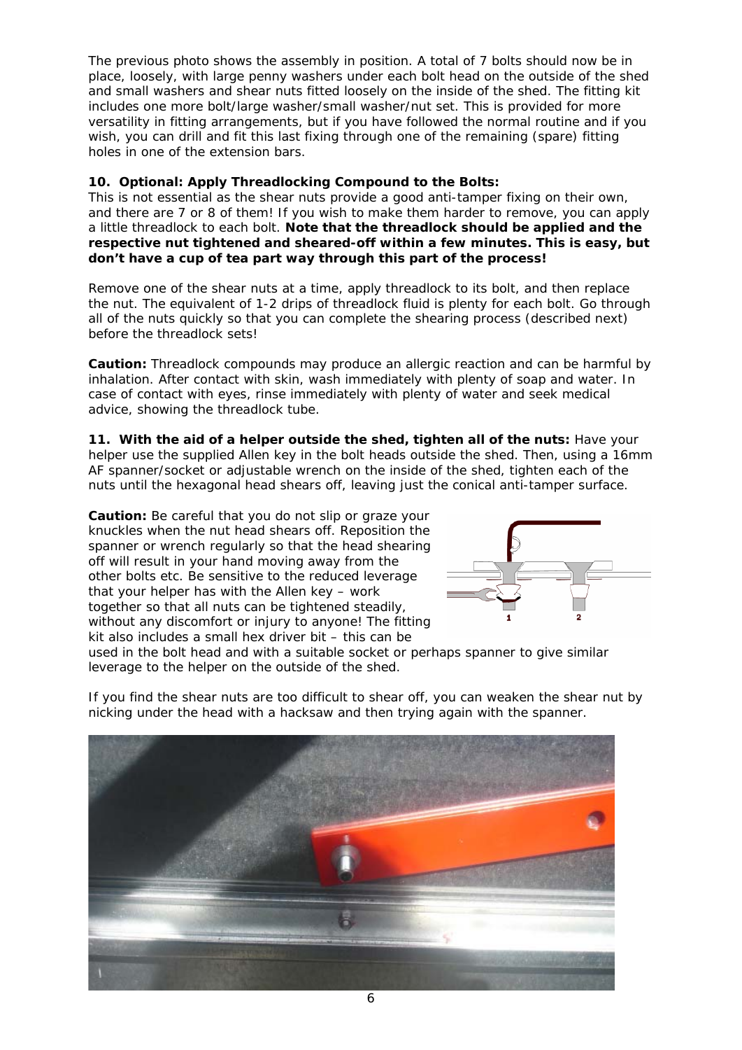The previous photo shows the assembly in position. A total of 7 bolts should now be in place, loosely, with large penny washers under each bolt head on the outside of the shed and small washers and shear nuts fitted loosely on the inside of the shed. The fitting kit includes one more bolt/large washer/small washer/nut set. This is provided for more versatility in fitting arrangements, but if you have followed the normal routine and if you wish, you can drill and fit this last fixing through one of the remaining (spare) fitting holes in one of the extension bars.

**10. Optional: Apply Threadlocking Compound to the Bolts:**
This is not essential as the shear nuts provide a good anti-tamper fixing on their own, and there are 7 or 8 of them! If you wish to make them harder to remove, you can apply a little threadlock to each bolt. **Note that the threadlock should be applied and the respective nut tightened and sheared-off within a few minutes. This is easy, but don't have a cup of tea part way through this part of the process!**

Remove one of the shear nuts at a time, apply threadlock to its bolt, and then replace the nut. The equivalent of 1-2 drips of threadlock fluid is plenty for each bolt. Go through all of the nuts quickly so that you can complete the shearing process (described next) before the threadlock sets!

**Caution:** Threadlock compounds may produce an allergic reaction and can be harmful by inhalation. After contact with skin, wash immediately with plenty of soap and water. In case of contact with eyes, rinse immediately with plenty of water and seek medical advice, showing the threadlock tube.

**11. With the aid of a helper outside the shed, tighten all of the nuts:** Have your helper use the supplied Allen key in the bolt heads outside the shed. Then, using a 16mm AF spanner/socket or adjustable wrench on the inside of the shed, tighten each of the nuts until the hexagonal head shears off, leaving just the conical anti-tamper surface.

**Caution:** Be careful that you do not slip or graze your knuckles when the nut head shears off. Reposition the spanner or wrench regularly so that the head shearing off will result in your hand moving away from the other bolts etc. Be sensitive to the reduced leverage that your helper has with the Allen key – work together so that all nuts can be tightened steadily, without any discomfort or injury to anyone! The fitting kit also includes a small hex driver bit – this can be used in the bolt head and with a suitable socket or perhaps spanner to give similar leverage to the helper on the outside of the shed.

If you find the shear nuts are too difficult to shear off, you can weaken the shear nut by nicking under the head with a hacksaw and then trying again with the spanner.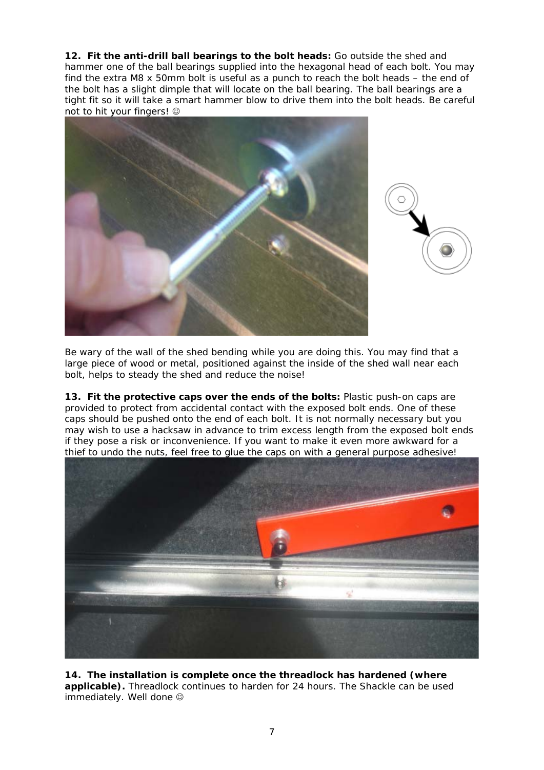**12. Fit the anti-drill ball bearings to the bolt heads:** Go outside the shed and hammer one of the ball bearings supplied into the hexagonal head of each bolt. You may find the extra M8 x 50mm bolt is useful as a punch to reach the bolt heads – the end of the bolt has a slight dimple that will locate on the ball bearing. The ball bearings are a tight fit so it will take a smart hammer blow to drive them into the bolt heads. Be careful not to hit your fingers! ☺

Be wary of the wall of the shed bending while you are doing this. You may find that a large piece of wood or metal, positioned against the inside of the shed wall near each bolt, helps to steady the shed and reduce the noise!

**13. Fit the protective caps over the ends of the bolts:** Plastic push-on caps are provided to protect from accidental contact with the exposed bolt ends. One of these caps should be pushed onto the end of each bolt. It is not normally necessary but you may wish to use a hacksaw in advance to trim excess length from the exposed bolt ends if they pose a risk or inconvenience. If you want to make it even more awkward for a thief to undo the nuts, feel free to glue the caps on with a general purpose adhesive!

**14. The installation is complete once the threadlock has hardened (where applicable).** Threadlock continues to harden for 24 hours. The Shackle can be used immediately. Well done ☺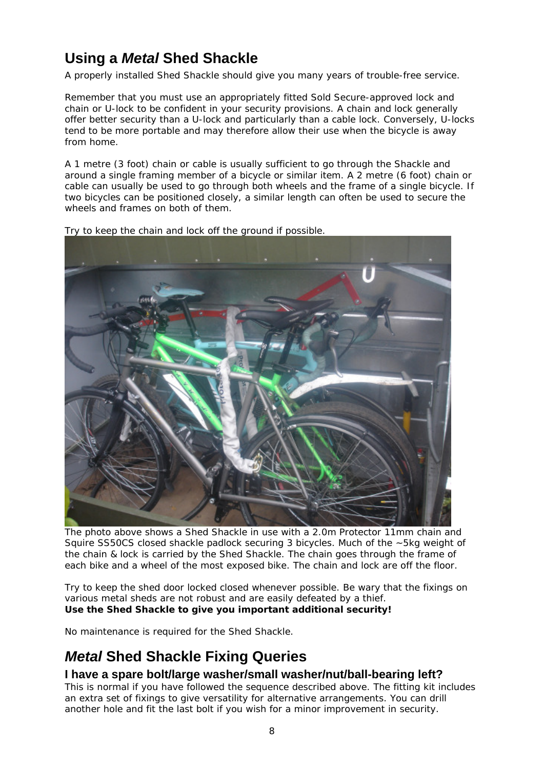## Using a *Metal* Shed Shackle

A properly installed Shed Shackle should give you many years of trouble-free service.

Remember that you must use an appropriately fitted Sold Secure-approved lock and chain or U-lock to be confident in your security provisions. A chain and lock generally offer better security than a U-lock and particularly than a cable lock. Conversely, U-locks tend to be more portable and may therefore allow their use when the bicycle is away from home.

A 1 metre (3 foot) chain or cable is usually sufficient to go through the Shackle and around a single framing member of a bicycle or similar item. A 2 metre (6 foot) chain or cable can usually be used to go through both wheels and the frame of a single bicycle. If two bicycles can be positioned closely, a similar length can often be used to secure the wheels and frames on both of them.

Try to keep the chain and lock off the ground if possible.

The photo above shows a Shed Shackle in use with a 2.0m Protector 11mm chain and Squire SS50CS closed shackle padlock securing 3 bicycles. Much of the ~5kg weight of the chain & lock is carried by the Shed Shackle. The chain goes through the frame of each bike and a wheel of the most exposed bike. The chain and lock are off the floor.

Try to keep the shed door locked closed whenever possible. Be wary that the fixings on various metal sheds are not robust and are easily defeated by a thief.
**Use the Shed Shackle to give you important additional security!**

No maintenance is required for the Shed Shackle.

## *Metal* Shed Shackle Fixing Queries

### I have a spare bolt/large washer/small washer/nut/ball-bearing left?

This is normal if you have followed the sequence described above. The fitting kit includes an extra set of fixings to give versatility for alternative arrangements. You can drill another hole and fit the last bolt if you wish for a minor improvement in security.